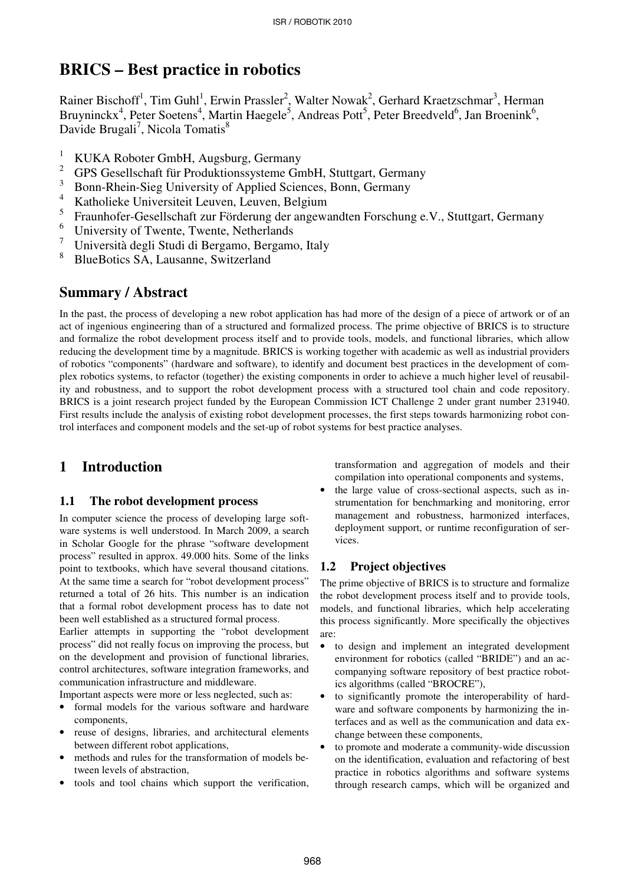# BRICS – Best practice in robotics

Rainer Bischoff[1], Tim Guhl[1], Erwin Prassler[2], Walter Nowak[2], Gerhard Kraetzschmar[3], Herman Bruyninckx[4], Peter Soetens[4], Martin Haegele[5], Andreas Pott[5], Peter Breedveld[6], Jan Broenink[6], Davide Brugali[7], Nicola Tomatis[8]

1. KUKA Roboter GmbH, Augsburg, Germany
2. GPS Gesellschaft für Produktionssysteme GmbH, Stuttgart, Germany
3. Bonn-Rhein-Sieg University of Applied Sciences, Bonn, Germany
4. Katholieke Universiteit Leuven, Leuven, Belgium
5. Fraunhofer-Gesellschaft zur Förderung der angewandten Forschung e.V., Stuttgart, Germany
6. University of Twente, Twente, Netherlands
7. Università degli Studi di Bergamo, Bergamo, Italy
8. BlueBotics SA, Lausanne, Switzerland

## Summary / Abstract

In the past, the process of developing a new robot application has had more of the design of a piece of artwork or of an act of ingenious engineering than of a structured and formalized process. The prime objective of BRICS is to structure and formalize the robot development process itself and to provide tools, models, and functional libraries, which allow reducing the development time by a magnitude. BRICS is working together with academic as well as industrial providers of robotics "components" (hardware and software), to identify and document best practices in the development of complex robotics systems, to refactor (together) the existing components in order to achieve a much higher level of reusability and robustness, and to support the robot development process with a structured tool chain and code repository. BRICS is a joint research project funded by the European Commission ICT Challenge 2 under grant number 231940. First results include the analysis of existing robot development processes, the first steps towards harmonizing robot control interfaces and component models and the set-up of robot systems for best practice analyses.

## 1 Introduction

### 1.1 The robot development process

In computer science the process of developing large software systems is well understood. In March 2009, a search in Scholar Google for the phrase "software development process" resulted in approx. 49.000 hits. Some of the links point to textbooks, which have several thousand citations. At the same time a search for "robot development process" returned a total of 26 hits. This number is an indication that a formal robot development process has to date not been well established as a structured formal process.

Earlier attempts in supporting the "robot development process" did not really focus on improving the process, but on the development and provision of functional libraries, control architectures, software integration frameworks, and communication infrastructure and middleware.

Important aspects were more or less neglected, such as:

- formal models for the various software and hardware components,
- reuse of designs, libraries, and architectural elements between different robot applications,
- methods and rules for the transformation of models between levels of abstraction,
- tools and tool chains which support the verification, transformation and aggregation of models and their compilation into operational components and systems,
- the large value of cross-sectional aspects, such as instrumentation for benchmarking and monitoring, error management and robustness, harmonized interfaces, deployment support, or runtime reconfiguration of services.

### 1.2 Project objectives

The prime objective of BRICS is to structure and formalize the robot development process itself and to provide tools, models, and functional libraries, which help accelerating this process significantly. More specifically the objectives are:

- to design and implement an integrated development environment for robotics (called "BRIDE") and an accompanying software repository of best practice robotics algorithms (called "BROCRE"),
- to significantly promote the interoperability of hardware and software components by harmonizing the interfaces and as well as the communication and data exchange between these components,
- to promote and moderate a community-wide discussion on the identification, evaluation and refactoring of best practice in robotics algorithms and software systems through research camps, which will be organized and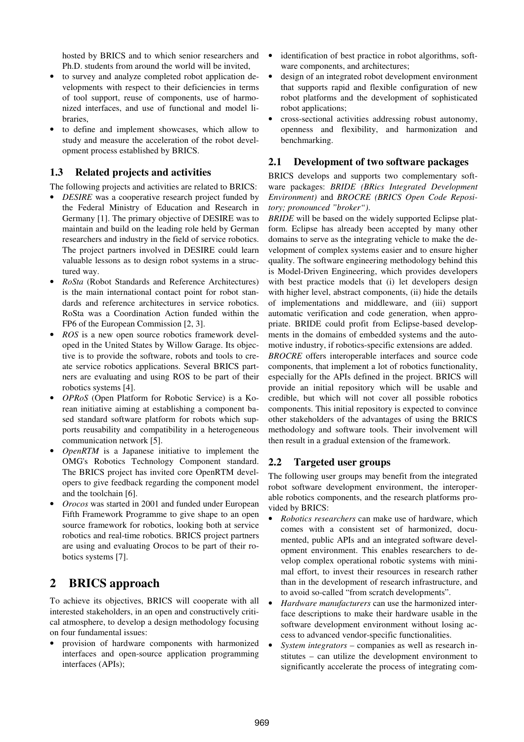hosted by BRICS and to which senior researchers and Ph.D. students from around the world will be invited,

- to survey and analyze completed robot application developments with respect to their deficiencies in terms of tool support, reuse of components, use of harmonized interfaces, and use of functional and model libraries,
- to define and implement showcases, which allow to study and measure the acceleration of the robot development process established by BRICS.

### 1.3 Related projects and activities

The following projects and activities are related to BRICS:

- *DESIRE* was a cooperative research project funded by the Federal Ministry of Education and Research in Germany [1]. The primary objective of DESIRE was to maintain and build on the leading role held by German researchers and industry in the field of service robotics. The project partners involved in DESIRE could learn valuable lessons as to design robot systems in a structured way.
- *RoSta* (Robot Standards and Reference Architectures) is the main international contact point for robot standards and reference architectures in service robotics. RoSta was a Coordination Action funded within the FP6 of the European Commission [2, 3].
- *ROS* is a new open source robotics framework developed in the United States by Willow Garage. Its objective is to provide the software, robots and tools to create service robotics applications. Several BRICS partners are evaluating and using ROS to be part of their robotics systems [4].
- *OPRoS* (Open Platform for Robotic Service) is a Korean initiative aiming at establishing a component based standard software platform for robots which supports reusability and compatibility in a heterogeneous communication network [5].
- *OpenRTM* is a Japanese initiative to implement the OMG's Robotics Technology Component standard. The BRICS project has invited core OpenRTM developers to give feedback regarding the component model and the toolchain [6].
- *Orocos* was started in 2001 and funded under European Fifth Framework Programme to give shape to an open source framework for robotics, looking both at service robotics and real-time robotics. BRICS project partners are using and evaluating Orocos to be part of their robotics systems [7].

## 2 BRICS approach

To achieve its objectives, BRICS will cooperate with all interested stakeholders, in an open and constructively critical atmosphere, to develop a design methodology focusing on four fundamental issues:

- provision of hardware components with harmonized interfaces and open-source application programming interfaces (APIs);
- identification of best practice in robot algorithms, software components, and architectures;
- design of an integrated robot development environment that supports rapid and flexible configuration of new robot platforms and the development of sophisticated robot applications;
- cross-sectional activities addressing robust autonomy, openness and flexibility, and harmonization and benchmarking.

### 2.1 Development of two software packages

BRICS develops and supports two complementary software packages: *BRIDE (BRics Integrated Development Environment)* and *BROCRE (BRICS Open Code Repository; pronounced "broker").*

*BRIDE* will be based on the widely supported Eclipse platform. Eclipse has already been accepted by many other domains to serve as the integrating vehicle to make the development of complex systems easier and to ensure higher quality. The software engineering methodology behind this is Model-Driven Engineering, which provides developers with best practice models that (i) let developers design with higher level, abstract components, (ii) hide the details of implementations and middleware, and (iii) support automatic verification and code generation, when appropriate. BRIDE could profit from Eclipse-based developments in the domains of embedded systems and the automotive industry, if robotics-specific extensions are added.

*BROCRE* offers interoperable interfaces and source code components, that implement a lot of robotics functionality, especially for the APIs defined in the project. BRICS will provide an initial repository which will be usable and credible, but which will not cover all possible robotics components. This initial repository is expected to convince other stakeholders of the advantages of using the BRICS methodology and software tools. Their involvement will then result in a gradual extension of the framework.

### 2.2 Targeted user groups

The following user groups may benefit from the integrated robot software development environment, the interoperable robotics components, and the research platforms provided by BRICS:

- *Robotics researchers* can make use of hardware, which comes with a consistent set of harmonized, documented, public APIs and an integrated software development environment. This enables researchers to develop complex operational robotic systems with minimal effort, to invest their resources in research rather than in the development of research infrastructure, and to avoid so-called "from scratch developments".
- *Hardware manufacturers* can use the harmonized interface descriptions to make their hardware usable in the software development environment without losing access to advanced vendor-specific functionalities.
- *System integrators* – companies as well as research institutes – can utilize the development environment to significantly accelerate the process of integrating com-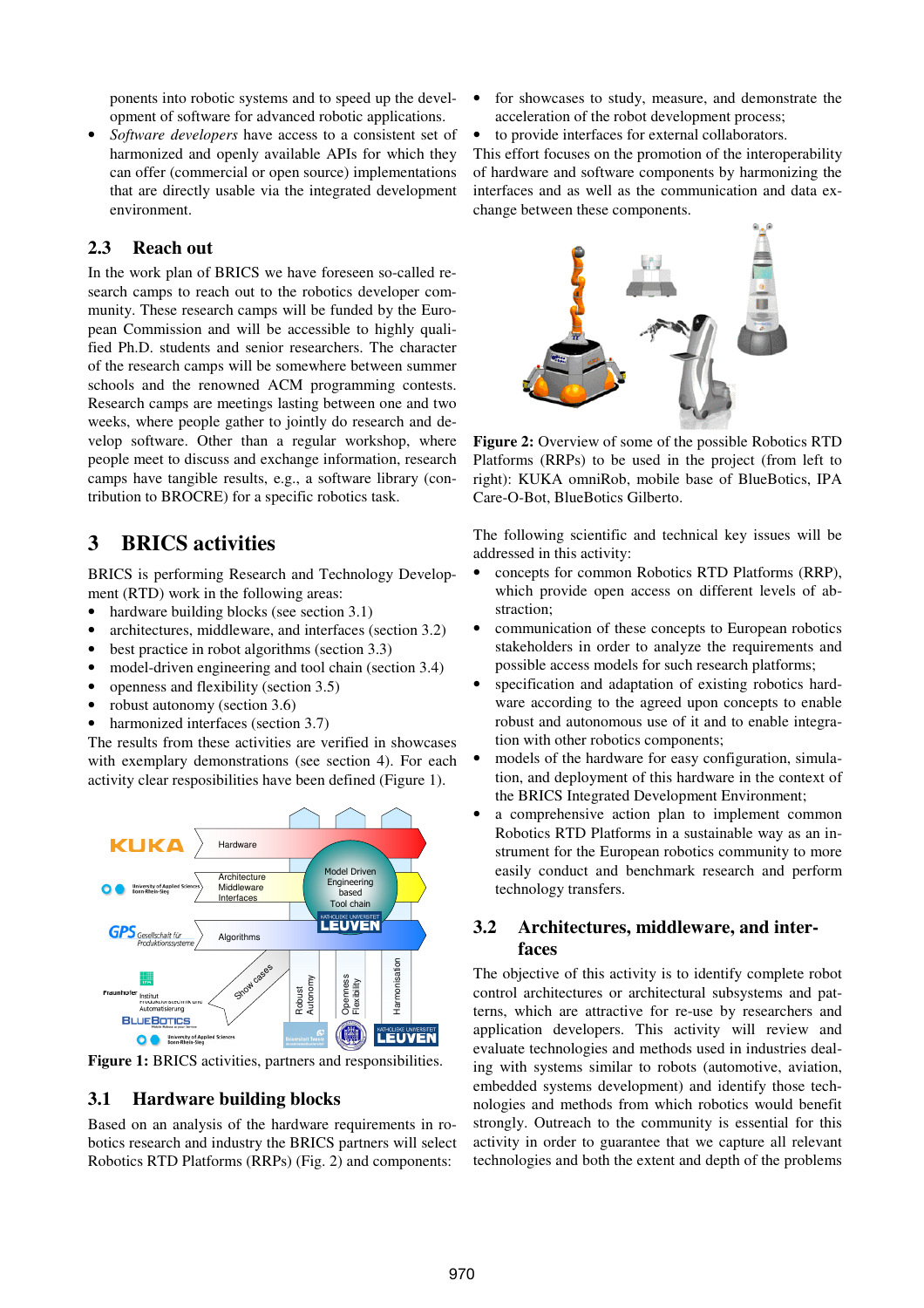ponents into robotic systems and to speed up the development of software for advanced robotic applications.

- *Software developers* have access to a consistent set of harmonized and openly available APIs for which they can offer (commercial or open source) implementations that are directly usable via the integrated development environment.

## 2.3 Reach out

In the work plan of BRICS we have foreseen so-called research camps to reach out to the robotics developer community. These research camps will be funded by the European Commission and will be accessible to highly qualified Ph.D. students and senior researchers. The character of the research camps will be somewhere between summer schools and the renowned ACM programming contests. Research camps are meetings lasting between one and two weeks, where people gather to jointly do research and develop software. Other than a regular workshop, where people meet to discuss and exchange information, research camps have tangible results, e.g., a software library (contribution to BROCRE) for a specific robotics task.

# 3 BRICS activities

BRICS is performing Research and Technology Development (RTD) work in the following areas:

- hardware building blocks (see section 3.1)
- architectures, middleware, and interfaces (section 3.2)
- best practice in robot algorithms (section 3.3)
- model-driven engineering and tool chain (section 3.4)
- openness and flexibility (section 3.5)
- robust autonomy (section 3.6)
- harmonized interfaces (section 3.7)

The results from these activities are verified in showcases with exemplary demonstrations (see section 4). For each activity clear resposibilities have been defined (Figure 1).

**Figure 1:** BRICS activities, partners and responsibilities.

## 3.1 Hardware building blocks

Based on an analysis of the hardware requirements in robotics research and industry the BRICS partners will select Robotics RTD Platforms (RRPs) (Fig. 2) and components:

- for showcases to study, measure, and demonstrate the acceleration of the robot development process;
- to provide interfaces for external collaborators.

This effort focuses on the promotion of the interoperability of hardware and software components by harmonizing the interfaces and as well as the communication and data exchange between these components.

**Figure 2:** Overview of some of the possible Robotics RTD Platforms (RRPs) to be used in the project (from left to right): KUKA omniRob, mobile base of BlueBotics, IPA Care-O-Bot, BlueBotics Gilberto.

The following scientific and technical key issues will be addressed in this activity:

- concepts for common Robotics RTD Platforms (RRP), which provide open access on different levels of abstraction;
- communication of these concepts to European robotics stakeholders in order to analyze the requirements and possible access models for such research platforms;
- specification and adaptation of existing robotics hardware according to the agreed upon concepts to enable robust and autonomous use of it and to enable integration with other robotics components;
- models of the hardware for easy configuration, simulation, and deployment of this hardware in the context of the BRICS Integrated Development Environment;
- a comprehensive action plan to implement common Robotics RTD Platforms in a sustainable way as an instrument for the European robotics community to more easily conduct and benchmark research and perform technology transfers.

## 3.2 Architectures, middleware, and interfaces

The objective of this activity is to identify complete robot control architectures or architectural subsystems and patterns, which are attractive for re-use by researchers and application developers. This activity will review and evaluate technologies and methods used in industries dealing with systems similar to robots (automotive, aviation, embedded systems development) and identify those technologies and methods from which robotics would benefit strongly. Outreach to the community is essential for this activity in order to guarantee that we capture all relevant technologies and both the extent and depth of the problems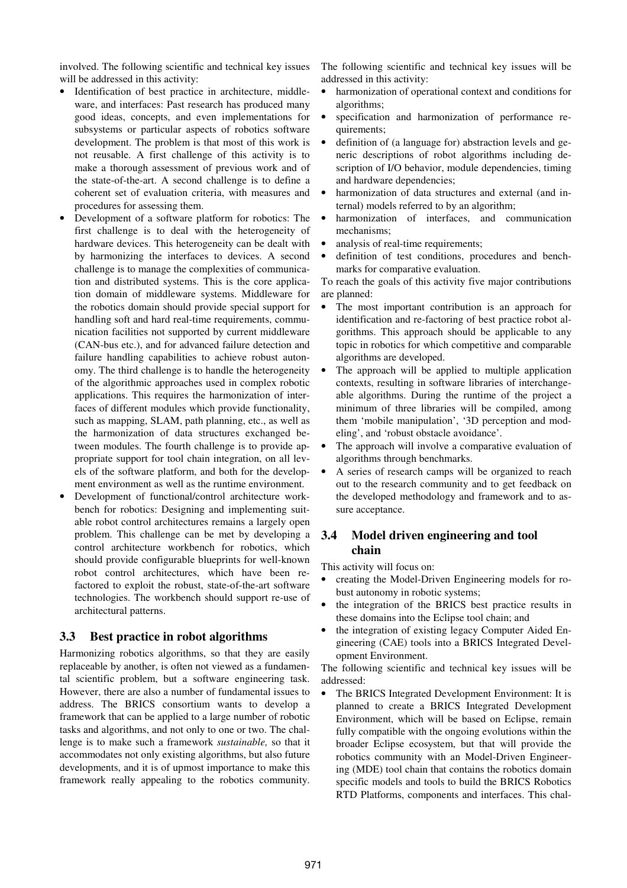involved. The following scientific and technical key issues will be addressed in this activity:

- Identification of best practice in architecture, middleware, and interfaces: Past research has produced many good ideas, concepts, and even implementations for subsystems or particular aspects of robotics software development. The problem is that most of this work is not reusable. A first challenge of this activity is to make a thorough assessment of previous work and of the state-of-the-art. A second challenge is to define a coherent set of evaluation criteria, with measures and procedures for assessing them.
- Development of a software platform for robotics: The first challenge is to deal with the heterogeneity of hardware devices. This heterogeneity can be dealt with by harmonizing the interfaces to devices. A second challenge is to manage the complexities of communication and distributed systems. This is the core application domain of middleware systems. Middleware for the robotics domain should provide special support for handling soft and hard real-time requirements, communication facilities not supported by current middleware (CAN-bus etc.), and for advanced failure detection and failure handling capabilities to achieve robust autonomy. The third challenge is to handle the heterogeneity of the algorithmic approaches used in complex robotic applications. This requires the harmonization of interfaces of different modules which provide functionality, such as mapping, SLAM, path planning, etc., as well as the harmonization of data structures exchanged between modules. The fourth challenge is to provide appropriate support for tool chain integration, on all levels of the software platform, and both for the development environment as well as the runtime environment.
- Development of functional/control architecture workbench for robotics: Designing and implementing suitable robot control architectures remains a largely open problem. This challenge can be met by developing a control architecture workbench for robotics, which should provide configurable blueprints for well-known robot control architectures, which have been refactored to exploit the robust, state-of-the-art software technologies. The workbench should support re-use of architectural patterns.

### 3.3 Best practice in robot algorithms

Harmonizing robotics algorithms, so that they are easily replaceable by another, is often not viewed as a fundamental scientific problem, but a software engineering task. However, there are also a number of fundamental issues to address. The BRICS consortium wants to develop a framework that can be applied to a large number of robotic tasks and algorithms, and not only to one or two. The challenge is to make such a framework *sustainable,* so that it accommodates not only existing algorithms, but also future developments, and it is of upmost importance to make this framework really appealing to the robotics community. The following scientific and technical key issues will be addressed in this activity:

- harmonization of operational context and conditions for algorithms;
- specification and harmonization of performance requirements;
- definition of (a language for) abstraction levels and generic descriptions of robot algorithms including description of I/O behavior, module dependencies, timing and hardware dependencies;
- harmonization of data structures and external (and internal) models referred to by an algorithm;
- harmonization of interfaces, and communication mechanisms;
- analysis of real-time requirements;
- definition of test conditions, procedures and benchmarks for comparative evaluation.

To reach the goals of this activity five major contributions are planned:

- The most important contribution is an approach for identification and re-factoring of best practice robot algorithms. This approach should be applicable to any topic in robotics for which competitive and comparable algorithms are developed.
- The approach will be applied to multiple application contexts, resulting in software libraries of interchangeable algorithms. During the runtime of the project a minimum of three libraries will be compiled, among them 'mobile manipulation', '3D perception and modeling', and 'robust obstacle avoidance'.
- The approach will involve a comparative evaluation of algorithms through benchmarks.
- A series of research camps will be organized to reach out to the research community and to get feedback on the developed methodology and framework and to assure acceptance.

### 3.4 Model driven engineering and tool chain

This activity will focus on:

- creating the Model-Driven Engineering models for robust autonomy in robotic systems;
- the integration of the BRICS best practice results in these domains into the Eclipse tool chain; and
- the integration of existing legacy Computer Aided Engineering (CAE) tools into a BRICS Integrated Development Environment.

The following scientific and technical key issues will be addressed:

- The BRICS Integrated Development Environment: It is planned to create a BRICS Integrated Development Environment, which will be based on Eclipse, remain fully compatible with the ongoing evolutions within the broader Eclipse ecosystem, but that will provide the robotics community with an Model-Driven Engineering (MDE) tool chain that contains the robotics domain specific models and tools to build the BRICS Robotics RTD Platforms, components and interfaces. This chal-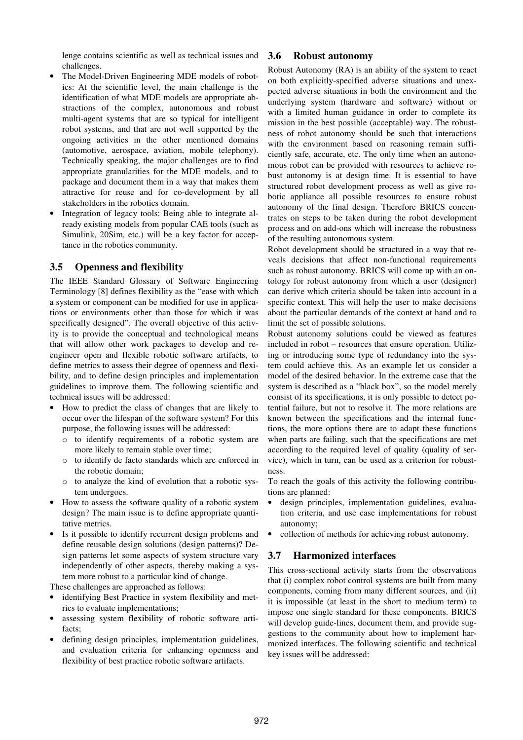lenge contains scientific as well as technical issues and challenges.

- The Model-Driven Engineering MDE models of robotics: At the scientific level, the main challenge is the identification of what MDE models are appropriate abstractions of the complex, autonomous and robust multi-agent systems that are so typical for intelligent robot systems, and that are not well supported by the ongoing activities in the other mentioned domains (automotive, aerospace, aviation, mobile telephony). Technically speaking, the major challenges are to find appropriate granularities for the MDE models, and to package and document them in a way that makes them attractive for reuse and for co-development by all stakeholders in the robotics domain.
- Integration of legacy tools: Being able to integrate already existing models from popular CAE tools (such as Simulink, 20Sim, etc.) will be a key factor for acceptance in the robotics community.

### 3.5 Openness and flexibility

The IEEE Standard Glossary of Software Engineering Terminology [8] defines flexibility as the "ease with which a system or component can be modified for use in applications or environments other than those for which it was specifically designed". The overall objective of this activity is to provide the conceptual and technological means that will allow other work packages to develop and re-engineer open and flexible robotic software artifacts, to define metrics to assess their degree of openness and flexibility, and to define design principles and implementation guidelines to improve them. The following scientific and technical issues will be addressed:

- How to predict the class of changes that are likely to occur over the lifespan of the software system? For this purpose, the following issues will be addressed:
  - to identify requirements of a robotic system are more likely to remain stable over time;
  - to identify de facto standards which are enforced in the robotic domain;
  - to analyze the kind of evolution that a robotic system undergoes.
- How to assess the software quality of a robotic system design? The main issue is to define appropriate quantitative metrics.
- Is it possible to identify recurrent design problems and define reusable design solutions (design patterns)? Design patterns let some aspects of system structure vary independently of other aspects, thereby making a system more robust to a particular kind of change.

These challenges are approached as follows:

- identifying Best Practice in system flexibility and metrics to evaluate implementations;
- assessing system flexibility of robotic software artifacts;
- defining design principles, implementation guidelines, and evaluation criteria for enhancing openness and flexibility of best practice robotic software artifacts.

### 3.6 Robust autonomy

Robust Autonomy (RA) is an ability of the system to react on both explicitly-specified adverse situations and unexpected adverse situations in both the environment and the underlying system (hardware and software) without or with a limited human guidance in order to complete its mission in the best possible (acceptable) way. The robustness of robot autonomy should be such that interactions with the environment based on reasoning remain sufficiently safe, accurate, etc. The only time when an autonomous robot can be provided with resources to achieve robust autonomy is at design time. It is essential to have structured robot development process as well as give robotic appliance all possible resources to ensure robust autonomy of the final design. Therefore BRICS concentrates on steps to be taken during the robot development process and on add-ons which will increase the robustness of the resulting autonomous system.

Robot development should be structured in a way that reveals decisions that affect non-functional requirements such as robust autonomy. BRICS will come up with an ontology for robust autonomy from which a user (designer) can derive which criteria should be taken into account in a specific context. This will help the user to make decisions about the particular demands of the context at hand and to limit the set of possible solutions.

Robust autonomy solutions could be viewed as features included in robot – resources that ensure operation. Utilizing or introducing some type of redundancy into the system could achieve this. As an example let us consider a model of the desired behavior. In the extreme case that the system is described as a "black box", so the model merely consist of its specifications, it is only possible to detect potential failure, but not to resolve it. The more relations are known between the specifications and the internal functions, the more options there are to adapt these functions when parts are failing, such that the specifications are met according to the required level of quality (quality of service), which in turn, can be used as a criterion for robustness.

To reach the goals of this activity the following contributions are planned:

- design principles, implementation guidelines, evaluation criteria, and use case implementations for robust autonomy;
- collection of methods for achieving robust autonomy.

### 3.7 Harmonized interfaces

This cross-sectional activity starts from the observations that (i) complex robot control systems are built from many components, coming from many different sources, and (ii) it is impossible (at least in the short to medium term) to impose one single standard for these components. BRICS will develop guide-lines, document them, and provide suggestions to the community about how to implement harmonized interfaces. The following scientific and technical key issues will be addressed: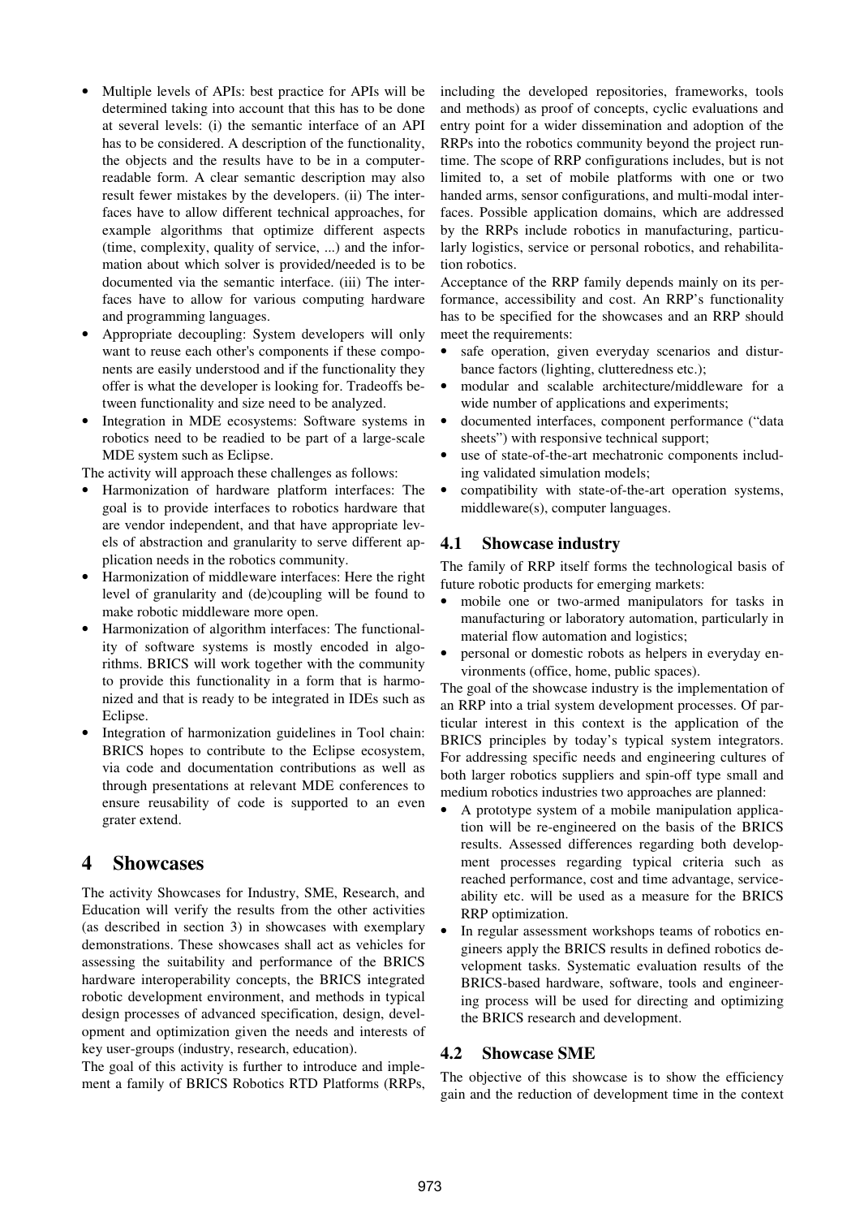- Multiple levels of APIs: best practice for APIs will be determined taking into account that this has to be done at several levels: (i) the semantic interface of an API has to be considered. A description of the functionality, the objects and the results have to be in a computer-readable form. A clear semantic description may also result fewer mistakes by the developers. (ii) The interfaces have to allow different technical approaches, for example algorithms that optimize different aspects (time, complexity, quality of service, ...) and the information about which solver is provided/needed is to be documented via the semantic interface. (iii) The interfaces have to allow for various computing hardware and programming languages.
- Appropriate decoupling: System developers will only want to reuse each other's components if these components are easily understood and if the functionality they offer is what the developer is looking for. Tradeoffs between functionality and size need to be analyzed.
- Integration in MDE ecosystems: Software systems in robotics need to be readied to be part of a large-scale MDE system such as Eclipse.

The activity will approach these challenges as follows:

- Harmonization of hardware platform interfaces: The goal is to provide interfaces to robotics hardware that are vendor independent, and that have appropriate levels of abstraction and granularity to serve different application needs in the robotics community.
- Harmonization of middleware interfaces: Here the right level of granularity and (de)coupling will be found to make robotic middleware more open.
- Harmonization of algorithm interfaces: The functionality of software systems is mostly encoded in algorithms. BRICS will work together with the community to provide this functionality in a form that is harmonized and that is ready to be integrated in IDEs such as Eclipse.
- Integration of harmonization guidelines in Tool chain: BRICS hopes to contribute to the Eclipse ecosystem, via code and documentation contributions as well as through presentations at relevant MDE conferences to ensure reusability of code is supported to an even grater extend.

# 4 Showcases

The activity Showcases for Industry, SME, Research, and Education will verify the results from the other activities (as described in section 3) in showcases with exemplary demonstrations. These showcases shall act as vehicles for assessing the suitability and performance of the BRICS hardware interoperability concepts, the BRICS integrated robotic development environment, and methods in typical design processes of advanced specification, design, development and optimization given the needs and interests of key user-groups (industry, research, education).

The goal of this activity is further to introduce and implement a family of BRICS Robotics RTD Platforms (RRPs, including the developed repositories, frameworks, tools and methods) as proof of concepts, cyclic evaluations and entry point for a wider dissemination and adoption of the RRPs into the robotics community beyond the project runtime. The scope of RRP configurations includes, but is not limited to, a set of mobile platforms with one or two handed arms, sensor configurations, and multi-modal interfaces. Possible application domains, which are addressed by the RRPs include robotics in manufacturing, particularly logistics, service or personal robotics, and rehabilitation robotics.

Acceptance of the RRP family depends mainly on its performance, accessibility and cost. An RRP's functionality has to be specified for the showcases and an RRP should meet the requirements:

- safe operation, given everyday scenarios and disturbance factors (lighting, clutteredness etc.);
- modular and scalable architecture/middleware for a wide number of applications and experiments;
- documented interfaces, component performance ("data sheets") with responsive technical support;
- use of state-of-the-art mechatronic components including validated simulation models;
- compatibility with state-of-the-art operation systems, middleware(s), computer languages.

## 4.1 Showcase industry

The family of RRP itself forms the technological basis of future robotic products for emerging markets:

- mobile one or two-armed manipulators for tasks in manufacturing or laboratory automation, particularly in material flow automation and logistics;
- personal or domestic robots as helpers in everyday environments (office, home, public spaces).

The goal of the showcase industry is the implementation of an RRP into a trial system development processes. Of particular interest in this context is the application of the BRICS principles by today's typical system integrators. For addressing specific needs and engineering cultures of both larger robotics suppliers and spin-off type small and medium robotics industries two approaches are planned:

- A prototype system of a mobile manipulation application will be re-engineered on the basis of the BRICS results. Assessed differences regarding both development processes regarding typical criteria such as reached performance, cost and time advantage, serviceability etc. will be used as a measure for the BRICS RRP optimization.
- In regular assessment workshops teams of robotics engineers apply the BRICS results in defined robotics development tasks. Systematic evaluation results of the BRICS-based hardware, software, tools and engineering process will be used for directing and optimizing the BRICS research and development.

## 4.2 Showcase SME

The objective of this showcase is to show the efficiency gain and the reduction of development time in the context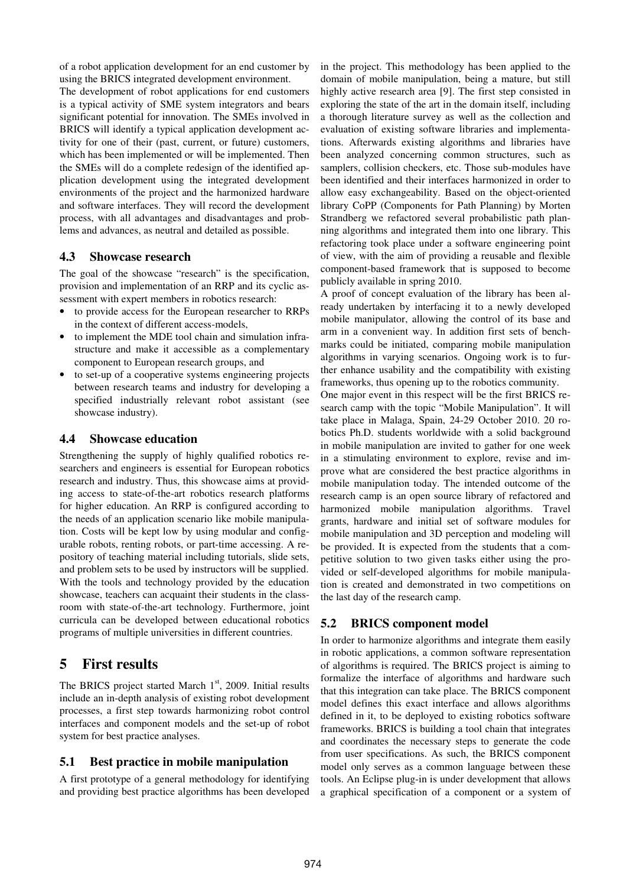of a robot application development for an end customer by using the BRICS integrated development environment.

The development of robot applications for end customers is a typical activity of SME system integrators and bears significant potential for innovation. The SMEs involved in BRICS will identify a typical application development activity for one of their (past, current, or future) customers, which has been implemented or will be implemented. Then the SMEs will do a complete redesign of the identified application development using the integrated development environments of the project and the harmonized hardware and software interfaces. They will record the development process, with all advantages and disadvantages and problems and advances, as neutral and detailed as possible.

### 4.3 Showcase research

The goal of the showcase "research" is the specification, provision and implementation of an RRP and its cyclic assessment with expert members in robotics research:

- to provide access for the European researcher to RRPs in the context of different access-models,
- to implement the MDE tool chain and simulation infrastructure and make it accessible as a complementary component to European research groups, and
- to set-up of a cooperative systems engineering projects between research teams and industry for developing a specified industrially relevant robot assistant (see showcase industry).

### 4.4 Showcase education

Strengthening the supply of highly qualified robotics researchers and engineers is essential for European robotics research and industry. Thus, this showcase aims at providing access to state-of-the-art robotics research platforms for higher education. An RRP is configured according to the needs of an application scenario like mobile manipulation. Costs will be kept low by using modular and configurable robots, renting robots, or part-time accessing. A repository of teaching material including tutorials, slide sets, and problem sets to be used by instructors will be supplied. With the tools and technology provided by the education showcase, teachers can acquaint their students in the classroom with state-of-the-art technology. Furthermore, joint curricula can be developed between educational robotics programs of multiple universities in different countries.

## 5 First results

The BRICS project started March 1st, 2009. Initial results include an in-depth analysis of existing robot development processes, a first step towards harmonizing robot control interfaces and component models and the set-up of robot system for best practice analyses.

### 5.1 Best practice in mobile manipulation

A first prototype of a general methodology for identifying and providing best practice algorithms has been developed in the project. This methodology has been applied to the domain of mobile manipulation, being a mature, but still highly active research area [9]. The first step consisted in exploring the state of the art in the domain itself, including a thorough literature survey as well as the collection and evaluation of existing software libraries and implementations. Afterwards existing algorithms and libraries have been analyzed concerning common structures, such as samplers, collision checkers, etc. Those sub-modules have been identified and their interfaces harmonized in order to allow easy exchangeability. Based on the object-oriented library CoPP (Components for Path Planning) by Morten Strandberg we refactored several probabilistic path planning algorithms and integrated them into one library. This refactoring took place under a software engineering point of view, with the aim of providing a reusable and flexible component-based framework that is supposed to become publicly available in spring 2010.

A proof of concept evaluation of the library has been already undertaken by interfacing it to a newly developed mobile manipulator, allowing the control of its base and arm in a convenient way. In addition first sets of benchmarks could be initiated, comparing mobile manipulation algorithms in varying scenarios. Ongoing work is to further enhance usability and the compatibility with existing frameworks, thus opening up to the robotics community.

One major event in this respect will be the first BRICS research camp with the topic "Mobile Manipulation". It will take place in Malaga, Spain, 24-29 October 2010. 20 robotics Ph.D. students worldwide with a solid background in mobile manipulation are invited to gather for one week in a stimulating environment to explore, revise and improve what are considered the best practice algorithms in mobile manipulation today. The intended outcome of the research camp is an open source library of refactored and harmonized mobile manipulation algorithms. Travel grants, hardware and initial set of software modules for mobile manipulation and 3D perception and modeling will be provided. It is expected from the students that a competitive solution to two given tasks either using the provided or self-developed algorithms for mobile manipulation is created and demonstrated in two competitions on the last day of the research camp.

### 5.2 BRICS component model

In order to harmonize algorithms and integrate them easily in robotic applications, a common software representation of algorithms is required. The BRICS project is aiming to formalize the interface of algorithms and hardware such that this integration can take place. The BRICS component model defines this exact interface and allows algorithms defined in it, to be deployed to existing robotics software frameworks. BRICS is building a tool chain that integrates and coordinates the necessary steps to generate the code from user specifications. As such, the BRICS component model only serves as a common language between these tools. An Eclipse plug-in is under development that allows a graphical specification of a component or a system of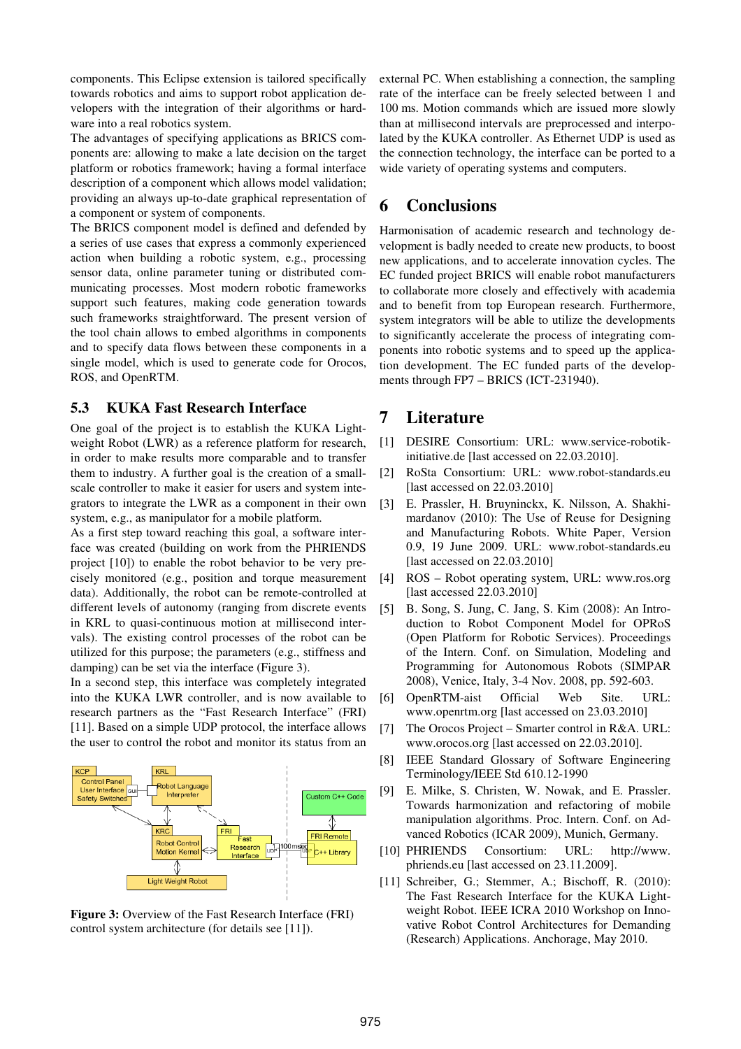components. This Eclipse extension is tailored specifically towards robotics and aims to support robot application developers with the integration of their algorithms or hardware into a real robotics system.

The advantages of specifying applications as BRICS components are: allowing to make a late decision on the target platform or robotics framework; having a formal interface description of a component which allows model validation; providing an always up-to-date graphical representation of a component or system of components.

The BRICS component model is defined and defended by a series of use cases that express a commonly experienced action when building a robotic system, e.g., processing sensor data, online parameter tuning or distributed communicating processes. Most modern robotic frameworks support such features, making code generation towards such frameworks straightforward. The present version of the tool chain allows to embed algorithms in components and to specify data flows between these components in a single model, which is used to generate code for Orocos, ROS, and OpenRTM.

### 5.3 KUKA Fast Research Interface

One goal of the project is to establish the KUKA Lightweight Robot (LWR) as a reference platform for research, in order to make results more comparable and to transfer them to industry. A further goal is the creation of a small-scale controller to make it easier for users and system integrators to integrate the LWR as a component in their own system, e.g., as manipulator for a mobile platform.

As a first step toward reaching this goal, a software interface was created (building on work from the PHRIENDS project [10]) to enable the robot behavior to be very precisely monitored (e.g., position and torque measurement data). Additionally, the robot can be remote-controlled at different levels of autonomy (ranging from discrete events in KRL to quasi-continuous motion at millisecond intervals). The existing control processes of the robot can be utilized for this purpose; the parameters (e.g., stiffness and damping) can be set via the interface (Figure 3).

In a second step, this interface was completely integrated into the KUKA LWR controller, and is now available to research partners as the "Fast Research Interface" (FRI) [11]. Based on a simple UDP protocol, the interface allows the user to control the robot and monitor its status from an external PC. When establishing a connection, the sampling rate of the interface can be freely selected between 1 and 100 ms. Motion commands which are issued more slowly than at millisecond intervals are preprocessed and interpolated by the KUKA controller. As Ethernet UDP is used as the connection technology, the interface can be ported to a wide variety of operating systems and computers.

KCP
Control Panel
User Interface
Safety Switches
GUI
KRL
Robot Language Interpreter
Custom C++ Code
KRC
Robot Control Motion Kernel
FRI
Fast Research Interface
UDP
100 msec
UDP
FRI Remote
C++ Library
Light Weight Robot

**Figure 3:** Overview of the Fast Research Interface (FRI) control system architecture (for details see [11]).

## 6 Conclusions

Harmonisation of academic research and technology development is badly needed to create new products, to boost new applications, and to accelerate innovation cycles. The EC funded project BRICS will enable robot manufacturers to collaborate more closely and effectively with academia and to benefit from top European research. Furthermore, system integrators will be able to utilize the developments to significantly accelerate the process of integrating components into robotic systems and to speed up the application development. The EC funded parts of the developments through FP7 – BRICS (ICT-231940).

## 7 Literature

[1] DESIRE Consortium: URL: www.service-robotik-initiative.de [last accessed on 22.03.2010].

[2] RoSta Consortium: URL: www.robot-standards.eu [last accessed on 22.03.2010]

[3] E. Prassler, H. Bruyninckx, K. Nilsson, A. Shakhimardanov (2010): The Use of Reuse for Designing and Manufacturing Robots. White Paper, Version 0.9, 19 June 2009. URL: www.robot-standards.eu [last accessed on 22.03.2010]

[4] ROS – Robot operating system, URL: www.ros.org [last accessed 22.03.2010]

[5] B. Song, S. Jung, C. Jang, S. Kim (2008): An Introduction to Robot Component Model for OPRoS (Open Platform for Robotic Services). Proceedings of the Intern. Conf. on Simulation, Modeling and Programming for Autonomous Robots (SIMPAR 2008), Venice, Italy, 3-4 Nov. 2008, pp. 592-603.

[6] OpenRTM-aist Official Web Site. URL: www.openrtm.org [last accessed on 23.03.2010]

[7] The Orocos Project – Smarter control in R&A. URL: www.orocos.org [last accessed on 22.03.2010].

[8] IEEE Standard Glossary of Software Engineering Terminology/IEEE Std 610.12-1990

[9] E. Milke, S. Christen, W. Nowak, and E. Prassler. Towards harmonization and refactoring of mobile manipulation algorithms. Proc. Intern. Conf. on Advanced Robotics (ICAR 2009), Munich, Germany.

[10] PHRIENDS Consortium: URL: http://www.phriends.eu [last accessed on 23.11.2009].

[11] Schreiber, G.; Stemmer, A.; Bischoff, R. (2010): The Fast Research Interface for the KUKA Lightweight Robot. IEEE ICRA 2010 Workshop on Innovative Robot Control Architectures for Demanding (Research) Applications. Anchorage, May 2010.